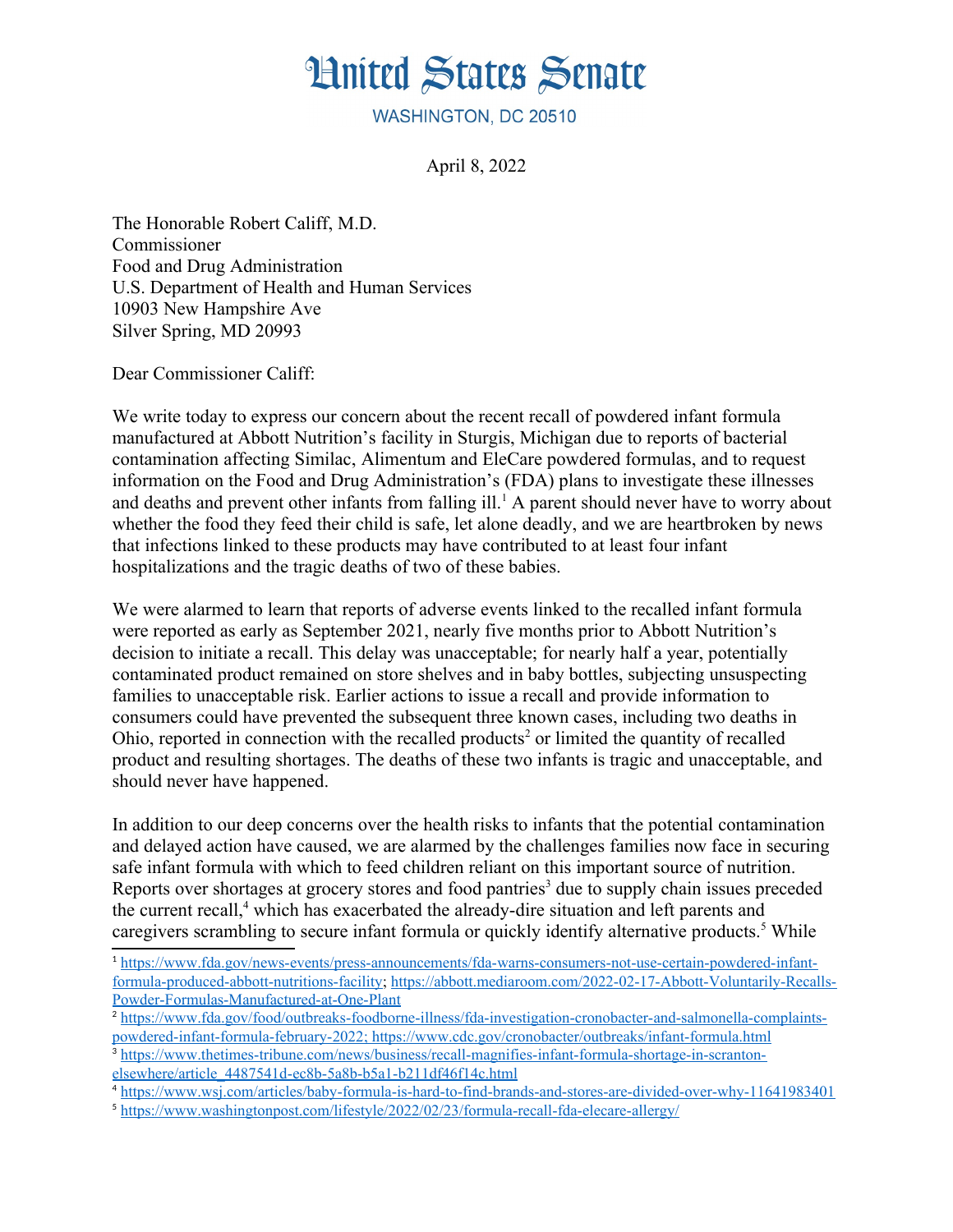# United States Senate

WASHINGTON, DC 20510

April 8, 2022

The Honorable Robert Califf, M.D.
Commissioner
Food and Drug Administration
U.S. Department of Health and Human Services
10903 New Hampshire Ave
Silver Spring, MD 20993

Dear Commissioner Califf:

We write today to express our concern about the recent recall of powdered infant formula manufactured at Abbott Nutrition's facility in Sturgis, Michigan due to reports of bacterial contamination affecting Similac, Alimentum and EleCare powdered formulas, and to request information on the Food and Drug Administration's (FDA) plans to investigate these illnesses and deaths and prevent other infants from falling ill.[1] A parent should never have to worry about whether the food they feed their child is safe, let alone deadly, and we are heartbroken by news that infections linked to these products may have contributed to at least four infant hospitalizations and the tragic deaths of two of these babies.

We were alarmed to learn that reports of adverse events linked to the recalled infant formula were reported as early as September 2021, nearly five months prior to Abbott Nutrition's decision to initiate a recall. This delay was unacceptable; for nearly half a year, potentially contaminated product remained on store shelves and in baby bottles, subjecting unsuspecting families to unacceptable risk. Earlier actions to issue a recall and provide information to consumers could have prevented the subsequent three known cases, including two deaths in Ohio, reported in connection with the recalled products[2] or limited the quantity of recalled product and resulting shortages. The deaths of these two infants is tragic and unacceptable, and should never have happened.

In addition to our deep concerns over the health risks to infants that the potential contamination and delayed action have caused, we are alarmed by the challenges families now face in securing safe infant formula with which to feed children reliant on this important source of nutrition. Reports over shortages at grocery stores and food pantries[3] due to supply chain issues preceded the current recall,[4] which has exacerbated the already-dire situation and left parents and caregivers scrambling to secure infant formula or quickly identify alternative products.[5] While

---

[1] https://www.fda.gov/news-events/press-announcements/fda-warns-consumers-not-use-certain-powdered-infant-formula-produced-abbott-nutritions-facility; https://abbott.mediaroom.com/2022-02-17-Abbott-Voluntarily-Recalls-Powder-Formulas-Manufactured-at-One-Plant

[2] https://www.fda.gov/food/outbreaks-foodborne-illness/fda-investigation-cronobacter-and-salmonella-complaints-powdered-infant-formula-february-2022; https://www.cdc.gov/cronobacter/outbreaks/infant-formula.html

[3] https://www.thetimes-tribune.com/news/business/recall-magnifies-infant-formula-shortage-in-scranton-elsewhere/article_4487541d-ec8b-5a8b-b5a1-b211df46f14c.html

[4] https://www.wsj.com/articles/baby-formula-is-hard-to-find-brands-and-stores-are-divided-over-why-11641983401

[5] https://www.washingtonpost.com/lifestyle/2022/02/23/formula-recall-fda-elecare-allergy/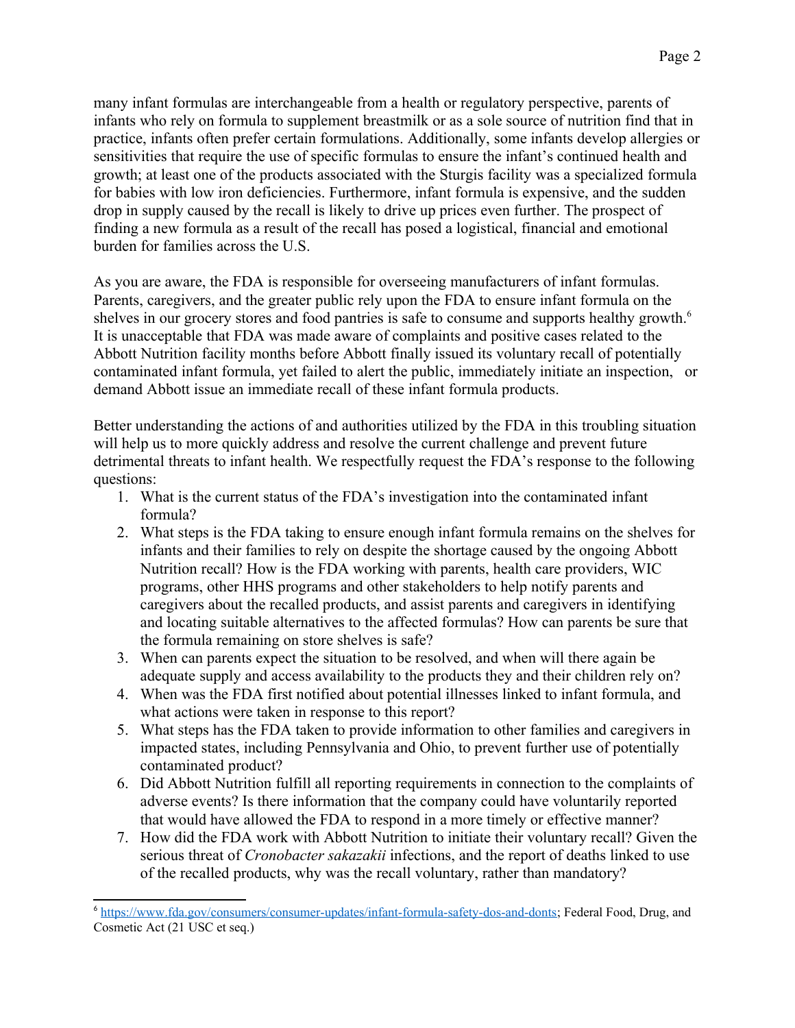many infant formulas are interchangeable from a health or regulatory perspective, parents of infants who rely on formula to supplement breastmilk or as a sole source of nutrition find that in practice, infants often prefer certain formulations. Additionally, some infants develop allergies or sensitivities that require the use of specific formulas to ensure the infant's continued health and growth; at least one of the products associated with the Sturgis facility was a specialized formula for babies with low iron deficiencies. Furthermore, infant formula is expensive, and the sudden drop in supply caused by the recall is likely to drive up prices even further. The prospect of finding a new formula as a result of the recall has posed a logistical, financial and emotional burden for families across the U.S.

As you are aware, the FDA is responsible for overseeing manufacturers of infant formulas. Parents, caregivers, and the greater public rely upon the FDA to ensure infant formula on the shelves in our grocery stores and food pantries is safe to consume and supports healthy growth.[6] It is unacceptable that FDA was made aware of complaints and positive cases related to the Abbott Nutrition facility months before Abbott finally issued its voluntary recall of potentially contaminated infant formula, yet failed to alert the public, immediately initiate an inspection, or demand Abbott issue an immediate recall of these infant formula products.

Better understanding the actions of and authorities utilized by the FDA in this troubling situation will help us to more quickly address and resolve the current challenge and prevent future detrimental threats to infant health. We respectfully request the FDA's response to the following questions:

1. What is the current status of the FDA's investigation into the contaminated infant formula?
2. What steps is the FDA taking to ensure enough infant formula remains on the shelves for infants and their families to rely on despite the shortage caused by the ongoing Abbott Nutrition recall? How is the FDA working with parents, health care providers, WIC programs, other HHS programs and other stakeholders to help notify parents and caregivers about the recalled products, and assist parents and caregivers in identifying and locating suitable alternatives to the affected formulas? How can parents be sure that the formula remaining on store shelves is safe?
3. When can parents expect the situation to be resolved, and when will there again be adequate supply and access availability to the products they and their children rely on?
4. When was the FDA first notified about potential illnesses linked to infant formula, and what actions were taken in response to this report?
5. What steps has the FDA taken to provide information to other families and caregivers in impacted states, including Pennsylvania and Ohio, to prevent further use of potentially contaminated product?
6. Did Abbott Nutrition fulfill all reporting requirements in connection to the complaints of adverse events? Is there information that the company could have voluntarily reported that would have allowed the FDA to respond in a more timely or effective manner?
7. How did the FDA work with Abbott Nutrition to initiate their voluntary recall? Given the serious threat of *Cronobacter sakazakii* infections, and the report of deaths linked to use of the recalled products, why was the recall voluntary, rather than mandatory?

---

[6] https://www.fda.gov/consumers/consumer-updates/infant-formula-safety-dos-and-donts; Federal Food, Drug, and Cosmetic Act (21 USC et seq.)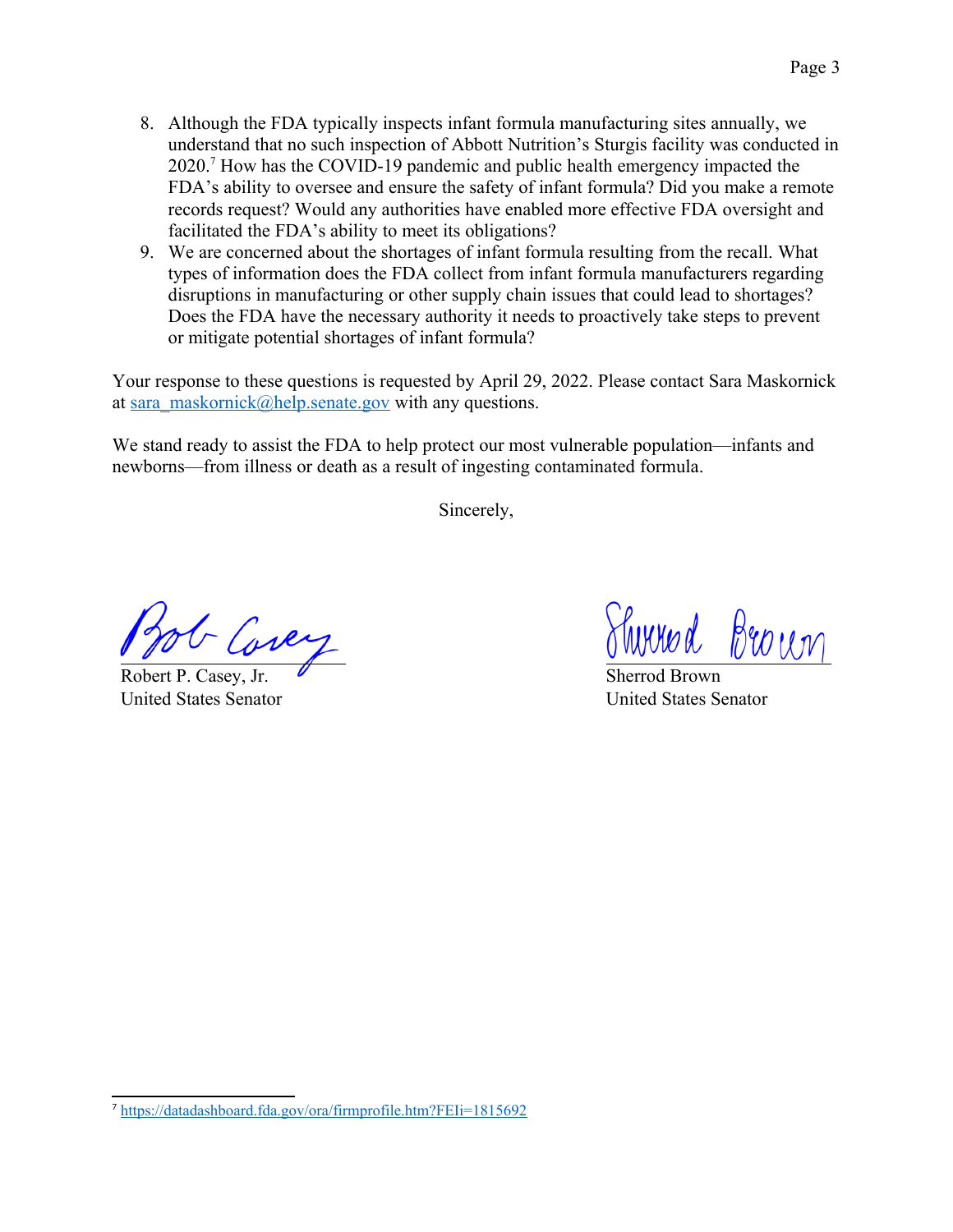8. Although the FDA typically inspects infant formula manufacturing sites annually, we understand that no such inspection of Abbott Nutrition's Sturgis facility was conducted in 2020.[7] How has the COVID-19 pandemic and public health emergency impacted the FDA's ability to oversee and ensure the safety of infant formula? Did you make a remote records request? Would any authorities have enabled more effective FDA oversight and facilitated the FDA's ability to meet its obligations?
9. We are concerned about the shortages of infant formula resulting from the recall. What types of information does the FDA collect from infant formula manufacturers regarding disruptions in manufacturing or other supply chain issues that could lead to shortages? Does the FDA have the necessary authority it needs to proactively take steps to prevent or mitigate potential shortages of infant formula?

Your response to these questions is requested by April 29, 2022. Please contact Sara Maskornick at sara_maskornick@help.senate.gov with any questions.

We stand ready to assist the FDA to help protect our most vulnerable population—infants and newborns—from illness or death as a result of ingesting contaminated formula.

Sincerely,

Robert P. Casey, Jr.
United States Senator

Sherrod Brown
United States Senator

[7] https://datadashboard.fda.gov/ora/firmprofile.htm?FEIi=1815692